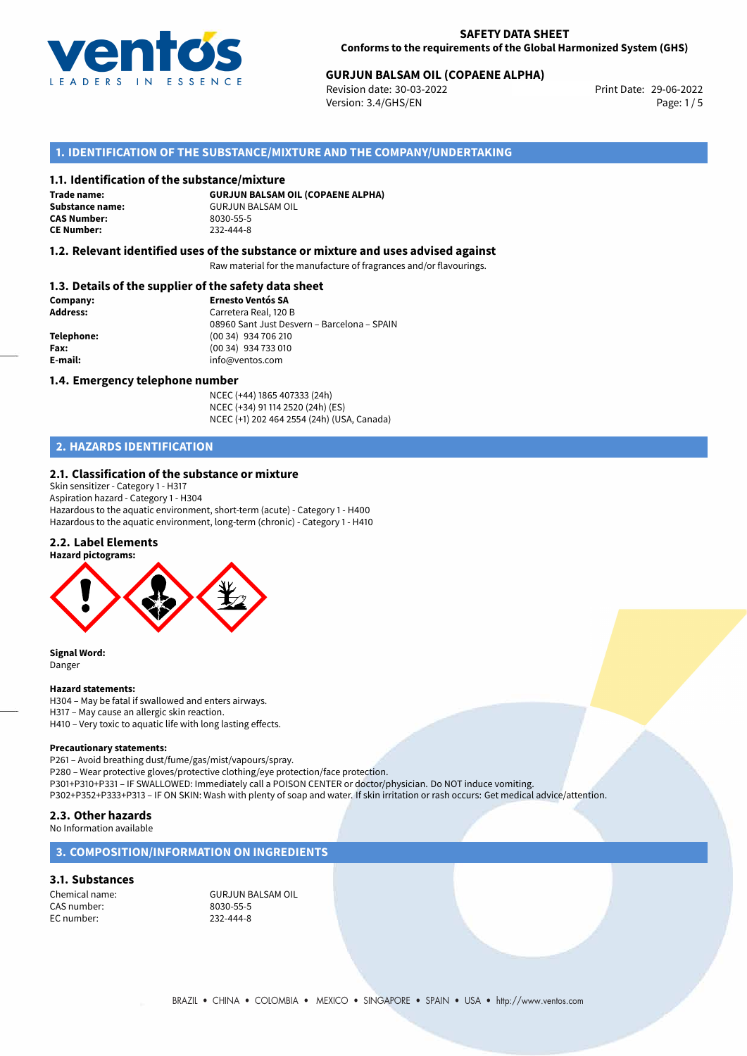**SAFETY DATA SHEET**
**Conforms to the requirements of the Global Harmonized System (GHS)**

**GURJUN BALSAM OIL (COPAENE ALPHA)**
Revision date: 30-03-2022
Version: 3.4/GHS/EN
Print Date: 29-06-2022

## 1. IDENTIFICATION OF THE SUBSTANCE/MIXTURE AND THE COMPANY/UNDERTAKING

### 1.1. Identification of the substance/mixture

**Trade name:** **GURJUN BALSAM OIL (COPAENE ALPHA)**
**Substance name:** GURJUN BALSAM OIL
**CAS Number:** 8030-55-5
**CE Number:** 232-444-8

### 1.2. Relevant identified uses of the substance or mixture and uses advised against

Raw material for the manufacture of fragrances and/or flavourings.

### 1.3. Details of the supplier of the safety data sheet

**Company:** **Ernesto Ventós SA**
**Address:** Carretera Real, 120 B
08960 Sant Just Desvern – Barcelona – SPAIN
**Telephone:** (00 34) 934 706 210
**Fax:** (00 34) 934 733 010
**E-mail:** info@ventos.com

### 1.4. Emergency telephone number

NCEC (+44) 1865 407333 (24h)
NCEC (+34) 91 114 2520 (24h) (ES)
NCEC (+1) 202 464 2554 (24h) (USA, Canada)

## 2. HAZARDS IDENTIFICATION

### 2.1. Classification of the substance or mixture

Skin sensitizer - Category 1 - H317
Aspiration hazard - Category 1 - H304
Hazardous to the aquatic environment, short-term (acute) - Category 1 - H400
Hazardous to the aquatic environment, long-term (chronic) - Category 1 - H410

### 2.2. Label Elements

**Hazard pictograms:**

**Signal Word:**
Danger

**Hazard statements:**
H304 – May be fatal if swallowed and enters airways.
H317 – May cause an allergic skin reaction.
H410 – Very toxic to aquatic life with long lasting effects.

**Precautionary statements:**
P261 – Avoid breathing dust/fume/gas/mist/vapours/spray.
P280 – Wear protective gloves/protective clothing/eye protection/face protection.
P301+P310+P331 – IF SWALLOWED: Immediately call a POISON CENTER or doctor/physician. Do NOT induce vomiting.
P302+P352+P333+P313 – IF ON SKIN: Wash with plenty of soap and water. If skin irritation or rash occurs: Get medical advice/attention.

### 2.3. Other hazards

No Information available

## 3. COMPOSITION/INFORMATION ON INGREDIENTS

### 3.1. Substances

Chemical name: GURJUN BALSAM OIL
CAS number: 8030-55-5
EC number: 232-444-8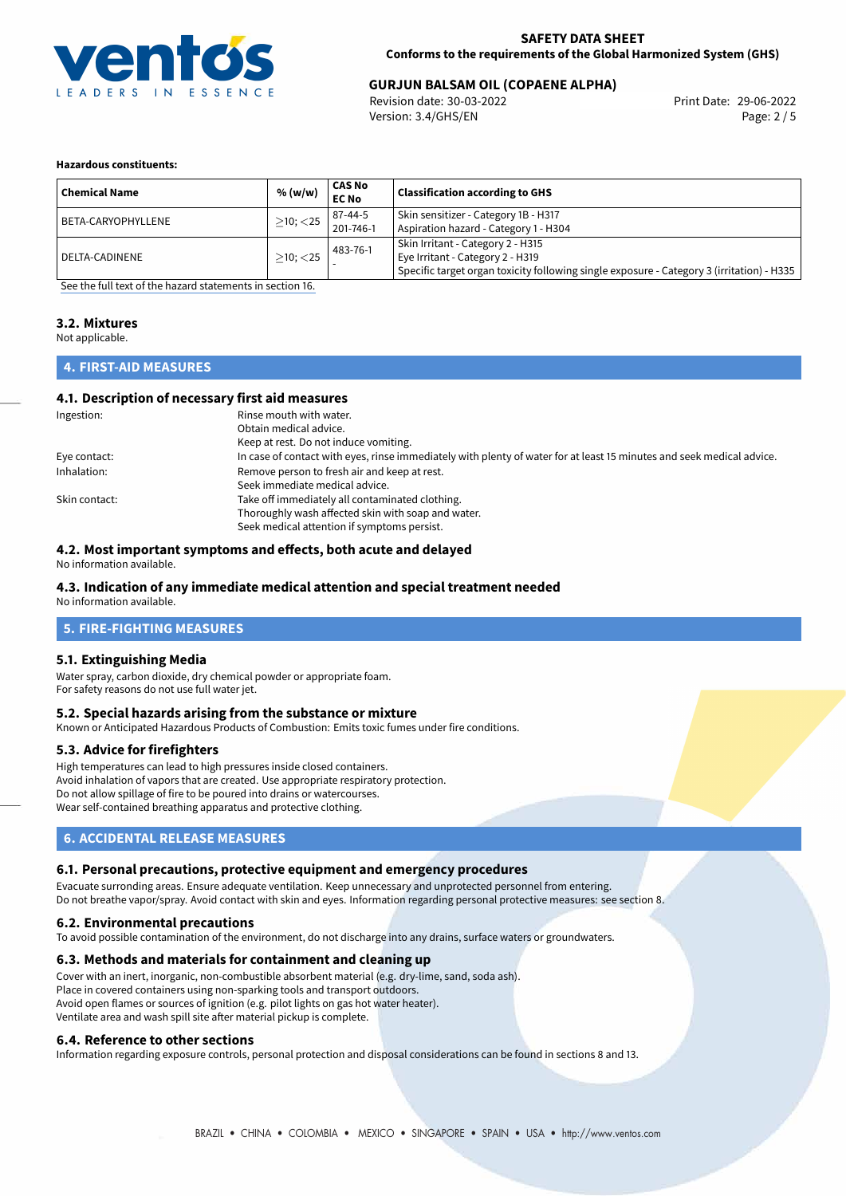**Hazardous constituents:**

| Chemical Name | % (w/w) | CAS No<br>EC No | Classification according to GHS |
|---|---|---|---|
| BETA-CARYOPHYLLENE | $\geq$10; $<$25 | 87-44-5<br>201-746-1 | Skin sensitizer - Category 1B - H317<br>Aspiration hazard - Category 1 - H304 |
| DELTA-CADINENE | $\geq$10; $<$25 | 483-76-1<br>- | Skin Irritant - Category 2 - H315<br>Eye Irritant - Category 2 - H319<br>Specific target organ toxicity following single exposure - Category 3 (irritation) - H335 |

See the full text of the hazard statements in section 16.

### 3.2. Mixtures

Not applicable.

## 4. FIRST-AID MEASURES

### 4.1. Description of necessary first aid measures

Ingestion: Rinse mouth with water.
Obtain medical advice.
Keep at rest. Do not induce vomiting.

Eye contact: In case of contact with eyes, rinse immediately with plenty of water for at least 15 minutes and seek medical advice.

Inhalation: Remove person to fresh air and keep at rest.
Seek immediate medical advice.

Skin contact: Take off immediately all contaminated clothing.
Thoroughly wash affected skin with soap and water.
Seek medical attention if symptoms persist.

### 4.2. Most important symptoms and effects, both acute and delayed

No information available.

### 4.3. Indication of any immediate medical attention and special treatment needed

No information available.

## 5. FIRE-FIGHTING MEASURES

### 5.1. Extinguishing Media

Water spray, carbon dioxide, dry chemical powder or appropriate foam.
For safety reasons do not use full water jet.

### 5.2. Special hazards arising from the substance or mixture

Known or Anticipated Hazardous Products of Combustion: Emits toxic fumes under fire conditions.

### 5.3. Advice for firefighters

High temperatures can lead to high pressures inside closed containers.
Avoid inhalation of vapors that are created. Use appropriate respiratory protection.
Do not allow spillage of fire to be poured into drains or watercourses.
Wear self-contained breathing apparatus and protective clothing.

## 6. ACCIDENTAL RELEASE MEASURES

### 6.1. Personal precautions, protective equipment and emergency procedures

Evacuate surronding areas. Ensure adequate ventilation. Keep unnecessary and unprotected personnel from entering.
Do not breathe vapor/spray. Avoid contact with skin and eyes. Information regarding personal protective measures: see section 8.

### 6.2. Environmental precautions

To avoid possible contamination of the environment, do not discharge into any drains, surface waters or groundwaters.

### 6.3. Methods and materials for containment and cleaning up

Cover with an inert, inorganic, non-combustible absorbent material (e.g. dry-lime, sand, soda ash).
Place in covered containers using non-sparking tools and transport outdoors.
Avoid open flames or sources of ignition (e.g. pilot lights on gas hot water heater).
Ventilate area and wash spill site after material pickup is complete.

### 6.4. Reference to other sections

Information regarding exposure controls, personal protection and disposal considerations can be found in sections 8 and 13.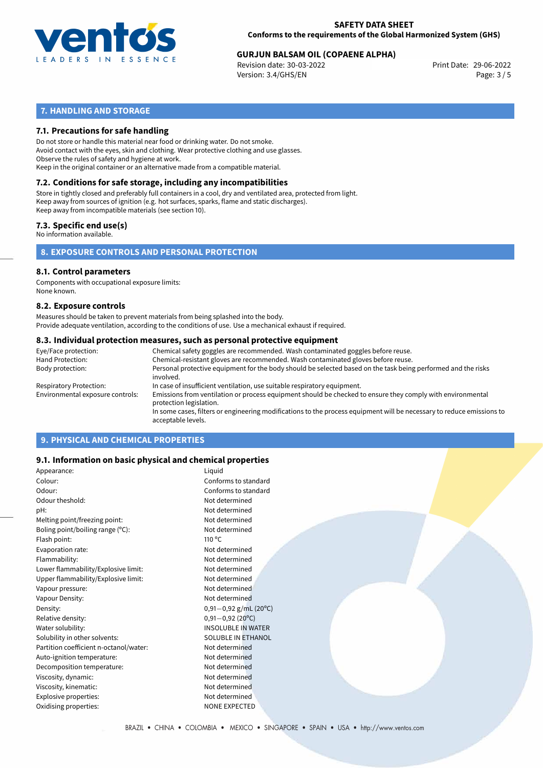## 7. HANDLING AND STORAGE

### 7.1. Precautions for safe handling

Do not store or handle this material near food or drinking water. Do not smoke.
Avoid contact with the eyes, skin and clothing. Wear protective clothing and use glasses.
Observe the rules of safety and hygiene at work.
Keep in the original container or an alternative made from a compatible material.

### 7.2. Conditions for safe storage, including any incompatibilities

Store in tightly closed and preferably full containers in a cool, dry and ventilated area, protected from light.
Keep away from sources of ignition (e.g. hot surfaces, sparks, flame and static discharges).
Keep away from incompatible materials (see section 10).

### 7.3. Specific end use(s)

No information available.

## 8. EXPOSURE CONTROLS AND PERSONAL PROTECTION

### 8.1. Control parameters

Components with occupational exposure limits:
None known.

### 8.2. Exposure controls

Measures should be taken to prevent materials from being splashed into the body.
Provide adequate ventilation, according to the conditions of use. Use a mechanical exhaust if required.

### 8.3. Individual protection measures, such as personal protective equipment

| | |
|---|---|
| Eye/Face protection: | Chemical safety goggles are recommended. Wash contaminated goggles before reuse. |
| Hand Protection: | Chemical-resistant gloves are recommended. Wash contaminated gloves before reuse. |
| Body protection: | Personal protective equipment for the body should be selected based on the task being performed and the risks involved. |
| Respiratory Protection: | In case of insufficient ventilation, use suitable respiratory equipment. |
| Environmental exposure controls: | Emissions from ventilation or process equipment should be checked to ensure they comply with environmental protection legislation. In some cases, filters or engineering modifications to the process equipment will be necessary to reduce emissions to acceptable levels. |

## 9. PHYSICAL AND CHEMICAL PROPERTIES

### 9.1. Information on basic physical and chemical properties

| | |
|---|---|
| Appearance: | Liquid |
| Colour: | Conforms to standard |
| Odour: | Conforms to standard |
| Odour theshold: | Not determined |
| pH: | Not determined |
| Melting point/freezing point: | Not determined |
| Boling point/boiling range (°C): | Not determined |
| Flash point: | 110 °C |
| Evaporation rate: | Not determined |
| Flammability: | Not determined |
| Lower flammability/Explosive limit: | Not determined |
| Upper flammability/Explosive limit: | Not determined |
| Vapour pressure: | Not determined |
| Vapour Density: | Not determined |
| Density: | 0,91—0,92 g/mL (20°C) |
| Relative density: | 0,91—0,92 (20°C) |
| Water solubility: | INSOLUBLE IN WATER |
| Solubility in other solvents: | SOLUBLE IN ETHANOL |
| Partition coefficient n-octanol/water: | Not determined |
| Auto-ignition temperature: | Not determined |
| Decomposition temperature: | Not determined |
| Viscosity, dynamic: | Not determined |
| Viscosity, kinematic: | Not determined |
| Explosive properties: | Not determined |
| Oxidising properties: | NONE EXPECTED |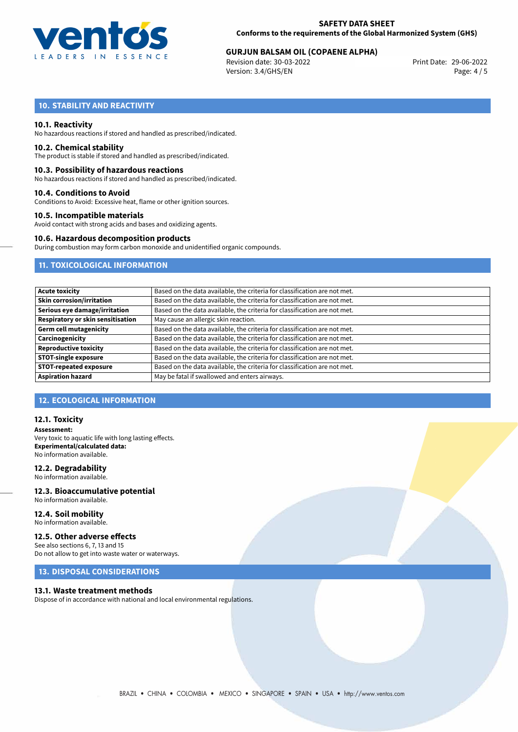## 10. STABILITY AND REACTIVITY

### 10.1. Reactivity
No hazardous reactions if stored and handled as prescribed/indicated.

### 10.2. Chemical stability
The product is stable if stored and handled as prescribed/indicated.

### 10.3. Possibility of hazardous reactions
No hazardous reactions if stored and handled as prescribed/indicated.

### 10.4. Conditions to Avoid
Conditions to Avoid: Excessive heat, flame or other ignition sources.

### 10.5. Incompatible materials
Avoid contact with strong acids and bases and oxidizing agents.

### 10.6. Hazardous decomposition products
During combustion may form carbon monoxide and unidentified organic compounds.

## 11. TOXICOLOGICAL INFORMATION

| | |
|---|---|
| **Acute toxicity** | Based on the data available, the criteria for classification are not met. |
| **Skin corrosion/irritation** | Based on the data available, the criteria for classification are not met. |
| **Serious eye damage/irritation** | Based on the data available, the criteria for classification are not met. |
| **Respiratory or skin sensitisation** | May cause an allergic skin reaction. |
| **Germ cell mutagenicity** | Based on the data available, the criteria for classification are not met. |
| **Carcinogenicity** | Based on the data available, the criteria for classification are not met. |
| **Reproductive toxicity** | Based on the data available, the criteria for classification are not met. |
| **STOT-single exposure** | Based on the data available, the criteria for classification are not met. |
| **STOT-repeated exposure** | Based on the data available, the criteria for classification are not met. |
| **Aspiration hazard** | May be fatal if swallowed and enters airways. |

## 12. ECOLOGICAL INFORMATION

### 12.1. Toxicity
**Assessment:**
Very toxic to aquatic life with long lasting effects.
**Experimental/calculated data:**
No information available.

### 12.2. Degradability
No information available.

### 12.3. Bioaccumulative potential
No information available.

### 12.4. Soil mobility
No information available.

### 12.5. Other adverse effects
See also sections 6, 7, 13 and 15
Do not allow to get into waste water or waterways.

## 13. DISPOSAL CONSIDERATIONS

### 13.1. Waste treatment methods
Dispose of in accordance with national and local environmental regulations.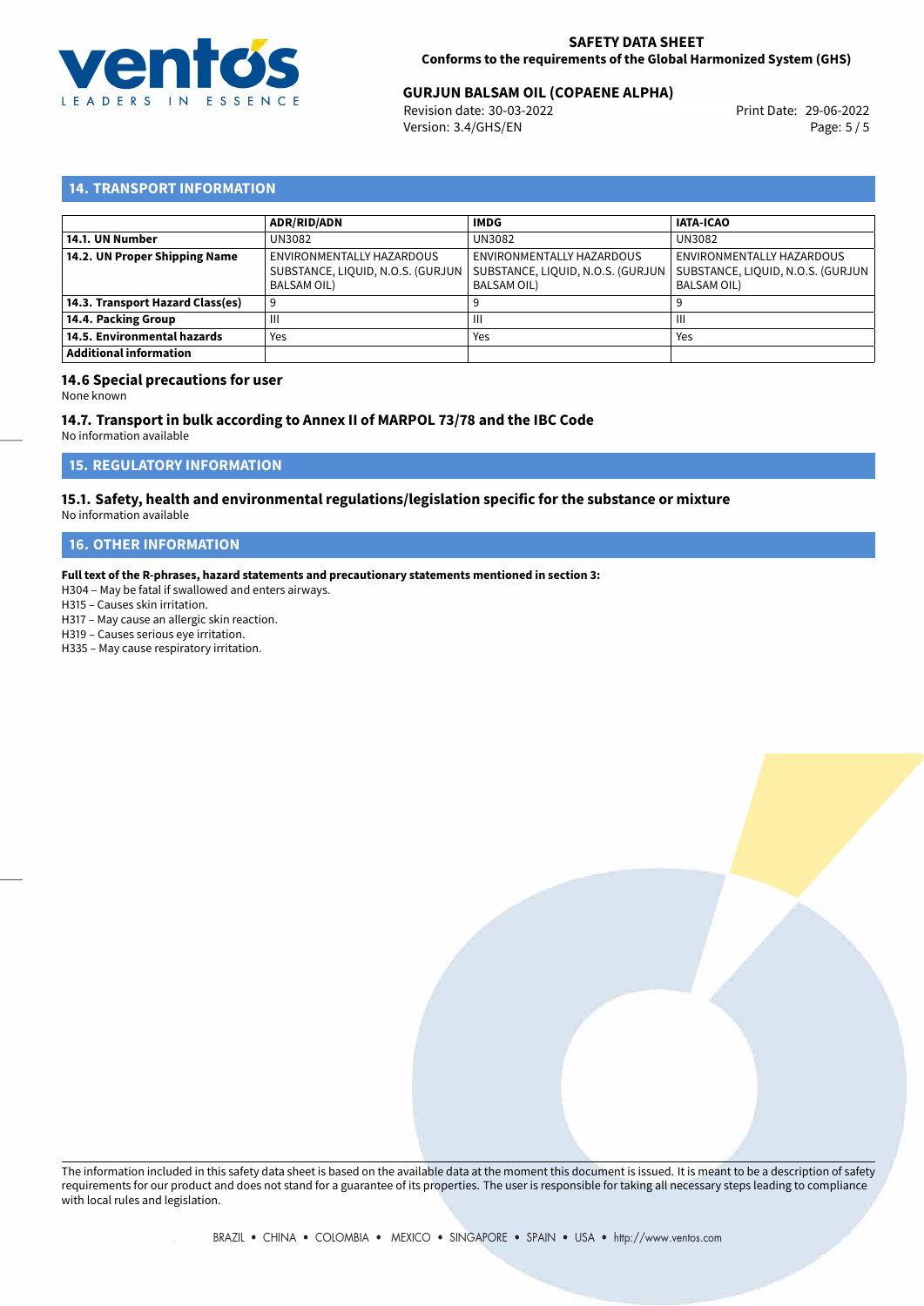## 14. TRANSPORT INFORMATION

| | ADR/RID/ADN | IMDG | IATA-ICAO |
|---|---|---|---|
| **14.1. UN Number** | UN3082 | UN3082 | UN3082 |
| **14.2. UN Proper Shipping Name** | ENVIRONMENTALLY HAZARDOUS SUBSTANCE, LIQUID, N.O.S. (GURJUN BALSAM OIL) | ENVIRONMENTALLY HAZARDOUS SUBSTANCE, LIQUID, N.O.S. (GURJUN BALSAM OIL) | ENVIRONMENTALLY HAZARDOUS SUBSTANCE, LIQUID, N.O.S. (GURJUN BALSAM OIL) |
| **14.3. Transport Hazard Class(es)** | 9 | 9 | 9 |
| **14.4. Packing Group** | III | III | III |
| **14.5. Environmental hazards** | Yes | Yes | Yes |
| **Additional information** | | | |

### 14.6 Special precautions for user

None known

### 14.7. Transport in bulk according to Annex II of MARPOL 73/78 and the IBC Code

No information available

## 15. REGULATORY INFORMATION

### 15.1. Safety, health and environmental regulations/legislation specific for the substance or mixture

No information available

## 16. OTHER INFORMATION

**Full text of the R-phrases, hazard statements and precautionary statements mentioned in section 3:**

H304 – May be fatal if swallowed and enters airways.
H315 – Causes skin irritation.
H317 – May cause an allergic skin reaction.
H319 – Causes serious eye irritation.
H335 – May cause respiratory irritation.

The information included in this safety data sheet is based on the available data at the moment this document is issued. It is meant to be a description of safety requirements for our product and does not stand for a guarantee of its properties. The user is responsible for taking all necessary steps leading to compliance with local rules and legislation.

BRAZIL • CHINA • COLOMBIA • MEXICO • SINGAPORE • SPAIN • USA • http://www.ventos.com